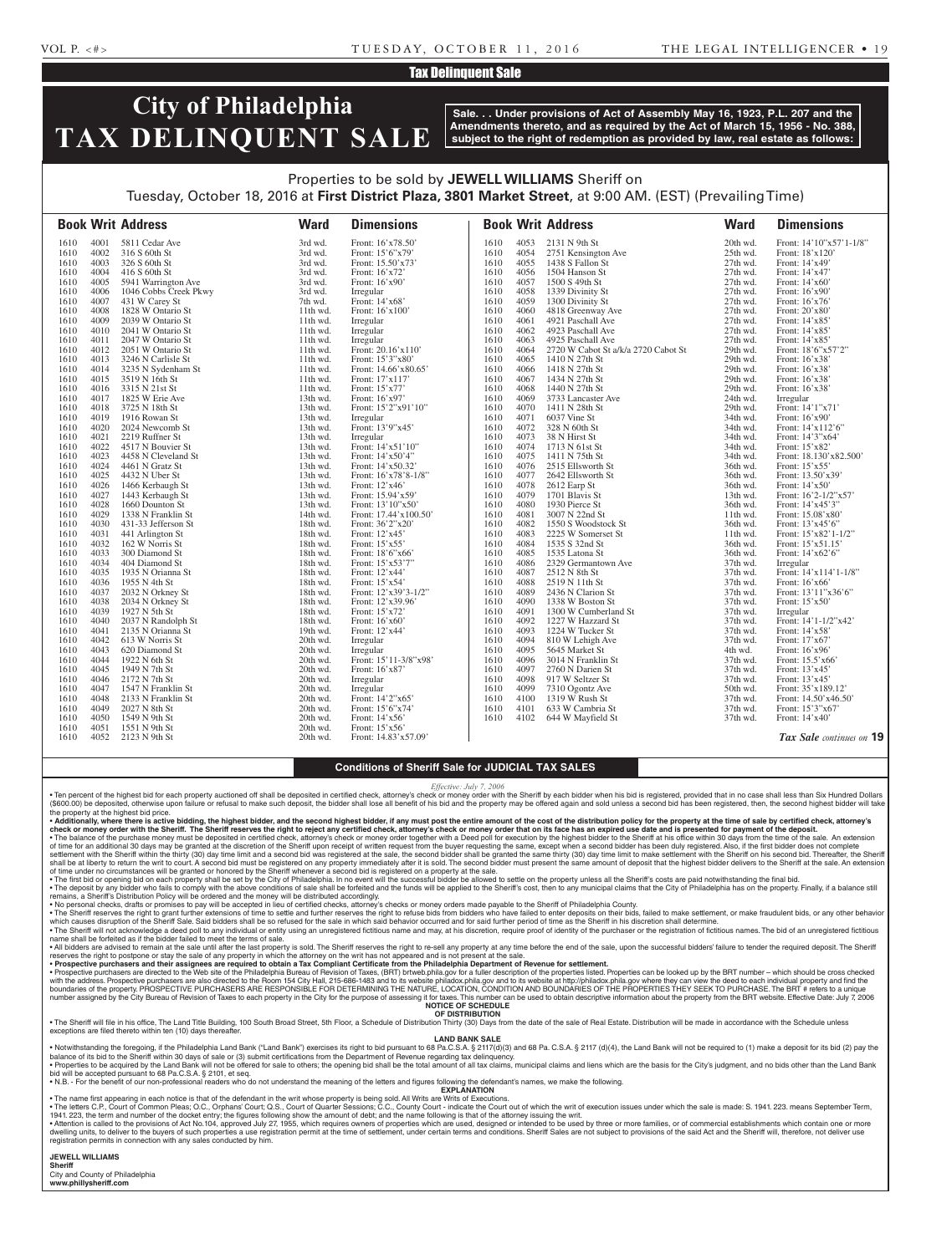Tax Delinquent Sale

# City of Philadelphia TAX DELINQUENT SALE

**Sale. . . Under provisions of Act of Assembly May 16, 1923, P.L. 207 and the Amendments thereto, and as required by the Act of March 15, 1956 - No. 388, subject to the right of redemption as provided by law, real estate as follows:**

Properties to be sold by **JEWELL WILLIAMS** Sheriff on
Tuesday, October 18, 2016 at **First District Plaza, 3801 Market Street**, at 9:00 AM. (EST) (Prevailing Time)

| Book | Writ | Address | Ward | Dimensions |
|---|---|---|---|---|
| 1610 | 4001 | 5811 Cedar Ave | 3rd wd. | Front: 16'x78.50' |
| 1610 | 4002 | 316 S 60th St | 3rd wd. | Front: 15'6"x79' |
| 1610 | 4003 | 326 S 60th St | 3rd wd. | Front: 15.50'x73' |
| 1610 | 4004 | 416 S 60th St | 3rd wd. | Front: 16'x72' |
| 1610 | 4005 | 5941 Warrington Ave | 3rd wd. | Front: 16'x90' |
| 1610 | 4006 | 1046 Cobbs Creek Pkwy | 3rd wd. | Irregular |
| 1610 | 4007 | 431 W Carey St | 7th wd. | Front: 14'x68' |
| 1610 | 4008 | 1828 W Ontario St | 11th wd. | Front: 16'x100' |
| 1610 | 4009 | 2039 W Ontario St | 11th wd. | Irregular |
| 1610 | 4010 | 2041 W Ontario St | 11th wd. | Irregular |
| 1610 | 4011 | 2047 W Ontario St | 11th wd. | Irregular |
| 1610 | 4012 | 2051 W Ontario St | 11th wd. | Front: 20.16'x110' |
| 1610 | 4013 | 3246 N Carlisle St | 11th wd. | Front: 15'3"x80' |
| 1610 | 4014 | 3235 N Sydenham St | 11th wd. | Front: 14.66'x80.65' |
| 1610 | 4015 | 3519 N 16th St | 11th wd. | Front: 17'x117' |
| 1610 | 4016 | 3315 N 21st St | 11th wd. | Front: 15'x77' |
| 1610 | 4017 | 1825 W Erie Ave | 13th wd. | Front: 16'x97' |
| 1610 | 4018 | 3725 N 18th St | 13th wd. | Front: 15'2"x91'10" |
| 1610 | 4019 | 1916 Rowan St | 13th wd. | Irregular |
| 1610 | 4020 | 2024 Newcomb St | 13th wd. | Front: 13'9"x45' |
| 1610 | 4021 | 2219 Ruffner St | 13th wd. | Irregular |
| 1610 | 4022 | 4517 N Bouvier St | 13th wd. | Front: 14'x51'10" |
| 1610 | 4023 | 4458 N Cleveland St | 13th wd. | Front: 14'x50'4" |
| 1610 | 4024 | 4461 N Gratz St | 13th wd. | Front: 14'x50.32' |
| 1610 | 4025 | 4432 N Uber St | 13th wd. | Front: 16'x78'8-1/8" |
| 1610 | 4026 | 1466 Kerbaugh St | 13th wd. | Front: 12'x46' |
| 1610 | 4027 | 1443 Kerbaugh St | 13th wd. | Front: 15.94'x59' |
| 1610 | 4028 | 1660 Dounton St | 13th wd. | Front: 13'10"x50' |
| 1610 | 4029 | 1338 N Franklin St | 14th wd. | Front: 17.44'x100.50' |
| 1610 | 4030 | 431-33 Jefferson St | 18th wd. | Front: 36'2"x20' |
| 1610 | 4031 | 441 Arlington St | 18th wd. | Front: 12'x45' |
| 1610 | 4032 | 162 W Norris St | 18th wd. | Front: 15'x55' |
| 1610 | 4033 | 300 Diamond St | 18th wd. | Front: 18'6"x66' |
| 1610 | 4034 | 404 Diamond St | 18th wd. | Front: 15'x53'7" |
| 1610 | 4035 | 1935 N Orianna St | 18th wd. | Front: 12'x44' |
| 1610 | 4036 | 1955 N 4th St | 18th wd. | Front: 15'x54' |
| 1610 | 4037 | 2032 N Orkney St | 18th wd. | Front: 12'x39'3-1/2" |
| 1610 | 4038 | 2034 N Orkney St | 18th wd. | Front: 12'x39.96' |
| 1610 | 4039 | 1927 N 5th St | 18th wd. | Front: 15'x72' |
| 1610 | 4040 | 2037 N Randolph St | 18th wd. | Front: 16'x60' |
| 1610 | 4041 | 2135 N Orianna St | 19th wd. | Front: 12'x44' |
| 1610 | 4042 | 613 W Norris St | 20th wd. | Irregular |
| 1610 | 4043 | 620 Diamond St | 20th wd. | Irregular |
| 1610 | 4044 | 1922 N 6th St | 20th wd. | Front: 15'11-3/8"x98' |
| 1610 | 4045 | 1949 N 7th St | 20th wd. | Front: 16'x87' |
| 1610 | 4046 | 2172 N 7th St | 20th wd. | Irregular |
| 1610 | 4047 | 1547 N Franklin St | 20th wd. | Irregular |
| 1610 | 4048 | 2133 N Franklin St | 20th wd. | Front: 14'2"x65' |
| 1610 | 4049 | 2027 N 8th St | 20th wd. | Front: 15'6"x74' |
| 1610 | 4050 | 1549 N 9th St | 20th wd. | Front: 14'x56' |
| 1610 | 4051 | 1551 N 9th St | 20th wd. | Front: 15'x56' |
| 1610 | 4052 | 2123 N 9th St | 20th wd. | Front: 14.83'x57.09' |
| 1610 | 4053 | 2131 N 9th St | 20th wd. | Front: 14'10"x57'1-1/8" |
| 1610 | 4054 | 2751 Kensington Ave | 25th wd. | Front: 18'x120' |
| 1610 | 4055 | 1438 S Fallon St | 27th wd. | Front: 14'x49' |
| 1610 | 4056 | 1504 Hanson St | 27th wd. | Front: 14'x47' |
| 1610 | 4057 | 1500 S 49th St | 27th wd. | Front: 14'x60' |
| 1610 | 4058 | 1339 Divinity St | 27th wd. | Front: 16'x90' |
| 1610 | 4059 | 1300 Divinity St | 27th wd. | Front: 16'x76' |
| 1610 | 4060 | 4818 Greenway Ave | 27th wd. | Front: 20'x80' |
| 1610 | 4061 | 4921 Paschall Ave | 27th wd. | Front: 14'x85' |
| 1610 | 4062 | 4923 Paschall Ave | 27th wd. | Front: 14'x85' |
| 1610 | 4063 | 4925 Paschall Ave | 27th wd. | Front: 14'x85' |
| 1610 | 4064 | 2720 W Cabot St a/k/a 2720 Cabot St | 29th wd. | Front: 18'6"x57'2" |
| 1610 | 4065 | 1410 N 27th St | 29th wd. | Front: 16'x38' |
| 1610 | 4066 | 1418 N 27th St | 29th wd. | Front: 16'x38' |
| 1610 | 4067 | 1434 N 27th St | 29th wd. | Front: 16'x38' |
| 1610 | 4068 | 1440 N 27th St | 29th wd. | Front: 16'x38' |
| 1610 | 4069 | 3733 Lancaster Ave | 24th wd. | Irregular |
| 1610 | 4070 | 1411 N 28th St | 29th wd. | Front: 14'1"x71' |
| 1610 | 4071 | 6037 Vine St | 34th wd. | Front: 16'x90' |
| 1610 | 4072 | 328 N 60th St | 34th wd. | Front: 14'x112'6" |
| 1610 | 4073 | 38 N Hirst St | 34th wd. | Front: 14'3"x64' |
| 1610 | 4074 | 1713 N 61st St | 34th wd. | Front: 15'x82' |
| 1610 | 4075 | 1411 N 75th St | 34th wd. | Front: 18.130'x82.500' |
| 1610 | 4076 | 2515 Ellsworth St | 36th wd. | Front: 15'x55' |
| 1610 | 4077 | 2642 Ellsworth St | 36th wd. | Front: 13.50'x39' |
| 1610 | 4078 | 2612 Earp St | 36th wd. | Front: 14'x50' |
| 1610 | 4079 | 1701 Blavis St | 13th wd. | Front: 16'2-1/2"x57' |
| 1610 | 4080 | 1930 Pierce St | 36th wd. | Front: 14'x45'3" |
| 1610 | 4081 | 3007 N 22nd St | 11th wd. | Front: 15.08'x80' |
| 1610 | 4082 | 1550 S Woodstock St | 36th wd. | Front: 13'x45'6" |
| 1610 | 4083 | 2225 W Somerset St | 11th wd. | Front: 15'x82'1-1/2" |
| 1610 | 4084 | 1535 S 32nd St | 36th wd. | Front: 15'x51.15' |
| 1610 | 4085 | 1535 Latona St | 36th wd. | Front: 14'x62'6" |
| 1610 | 4086 | 2329 Germantown Ave | 37th wd. | Irregular |
| 1610 | 4087 | 2512 N 8th St | 37th wd. | Front: 14'x114'1-1/8" |
| 1610 | 4088 | 2519 N 11th St | 37th wd. | Front: 16'x66' |
| 1610 | 4089 | 2436 N Clarion St | 37th wd. | Front: 13'11"x36'6" |
| 1610 | 4090 | 1338 W Boston St | 37th wd. | Front: 15'x50' |
| 1610 | 4091 | 1300 W Cumberland St | 37th wd. | Irregular |
| 1610 | 4092 | 1227 W Hazzard St | 37th wd. | Front: 14'1-1/2"x42' |
| 1610 | 4093 | 1224 W Tucker St | 37th wd. | Front: 14'x58' |
| 1610 | 4094 | 810 W Lehigh Ave | 37th wd. | Front: 17'x67' |
| 1610 | 4095 | 5645 Market St | 4th wd. | Front: 16'x96' |
| 1610 | 4096 | 3014 N Franklin St | 37th wd. | Front: 15.5'x66' |
| 1610 | 4097 | 2760 N Darien St | 37th wd. | Front: 13'x45' |
| 1610 | 4098 | 917 W Seltzer St | 37th wd. | Front: 13'x45' |
| 1610 | 4099 | 7310 Ogontz Ave | 50th wd. | Front: 35'x189.12' |
| 1610 | 4100 | 1319 W Rush St | 37th wd. | Front: 14.50'x46.50' |
| 1610 | 4101 | 633 W Cambria St | 37th wd. | Front: 15'3"x67' |
| 1610 | 4102 | 644 W Mayfield St | 37th wd. | Front: 14'x40' |

*Tax Sale continues on* **19**

## Conditions of Sheriff Sale for JUDICIAL TAX SALES

*Effective: July 7, 2006*

• Ten percent of the highest bid for each property auctioned off shall be deposited in certified check, attorney's check or money order with the Sheriff by each bidder when his bid is registered, provided that in no case shall less than Six Hundred Dollars ($600.00) be deposited, otherwise upon failure or refusal to make such deposit, the bidder shall lose all benefit of his bid and the property may be offered again and sold unless a second bid has been registered, then, the second highest bidder will take the property at the highest bid price.

• **Additionally, where there is active bidding, the highest bidder, and the second highest bidder, if any must post the entire amount of the cost of the distribution policy for the property at the time of sale by certified check, attorney's check or money order with the Sheriff. The Sheriff reserves the right to reject any certified check, attorney's check or money order that on its face has an expired use date and is presented for payment of the deposit.**

• The balance of the purchase money must be deposited in certified check, attorney's check or money order together with a Deed poll for execution by the highest bidder to the Sheriff at his office within 30 days from the time of the sale. An extension of time for an additional 30 days may be granted at the discretion of the Sheriff upon receipt of written request from the buyer requesting the same, except when a second bidder has been duly registered. Also, if the first bidder does not complete settlement with the Sheriff within the thirty (30) day time limit and a second bid was registered at the sale, the second bidder shall be granted the same thirty (30) day time limit to make settlement with the Sheriff on his second bid. Thereafter, the Sheriff shall be at liberty to return the writ to court. A second bid must be registered on any property immediately after it is sold. The second bidder must present the same amount of deposit that the highest bidder delivers to the Sheriff at the sale. An extension of time under no circumstances will be granted or honored by the Sheriff whenever a second bid is registered on a property at the sale.

• The first bid or opening bid on each property shall be set by the City of Philadelphia. In no event will the successful bidder be allowed to settle on the property unless all the Sheriff's costs are paid notwithstanding the final bid.

• The deposit by any bidder who fails to comply with the above conditions of sale shall be forfeited and the funds will be applied to the Sheriff's cost, then to any municipal claims that the City of Philadelphia has on the property. Finally, if a balance still remains, a Sheriff's Distribution Policy will be ordered and the money will be distributed accordingly.

• No personal checks, drafts or promises to pay will be accepted in lieu of certified checks, attorney's checks or money orders made payable to the Sheriff of Philadelphia County.

• The Sheriff reserves the right to grant further extensions of time to settle and further reserves the right to refuse bids from bidders who have failed to enter deposits on their bids, failed to make settlement, or make fraudulent bids, or any other behavior which causes disruption of the Sheriff Sale. Said bidders shall be so refused for the sale in which said behavior occurred and for said further period of time as the Sheriff in his discretion shall determine.

• The Sheriff will not acknowledge a deed poll to any individual or entity using an unregistered fictitious name and may, at his discretion, require proof of identity of the purchaser or the registration of fictitious names. The bid of an unregistered fictitious name shall be forfeited as if the bidder failed to meet the terms of sale.

• All bidders are advised to remain at the sale until after the last property is sold. The Sheriff reserves the right to re-sell any property at any time before the end of the sale, upon the successful bidders' failure to tender the required deposit. The Sheriff reserves the right to postpone or stay the sale of any property in which the attorney on the writ has not appeared and is not present at the sale.

• **Prospective purchasers and their assignees are required to obtain a Tax Compliant Certificate from the Philadelphia Department of Revenue for settlement.**

• Prospective purchasers are directed to the Web site of the Philadelphia Bureau of Revision of Taxes, (BRT) brtweb.phila.gov for a fuller description of the properties listed. Properties can be looked up by the BRT number – which should be cross checked with the address. Prospective purchasers are also directed to the Room 154 City Hall, 215-686-1483 and to its website philadox.phila.gov and to its website at http://philadox.phila.gov where they can view the deed to each individual property and find the boundaries of the property. PROSPECTIVE PURCHASERS ARE RESPONSIBLE FOR DETERMINING THE NATURE, LOCATION, CONDITION AND BOUNDARIES OF THE PROPERTIES THEY SEEK TO PURCHASE. The BRT # refers to a unique number assigned by the City Bureau of Revision of Taxes to each property in the City for the purpose of assessing it for taxes. This number can be used to obtain descriptive information about the property from the BRT website. Effective Date: July 7, 2006

**NOTICE OF SCHEDULE**
**OF DISTRIBUTION**

• The Sheriff will file in his office, The Land Title Building, 100 South Broad Street, 5th Floor, a Schedule of Distribution Thirty (30) Days from the date of the sale of Real Estate. Distribution will be made in accordance with the Schedule unless exceptions are filed thereto within ten (10) days thereafter.

**LAND BANK SALE**

• Notwithstanding the foregoing, if the Philadelphia Land Bank ("Land Bank") exercises its right to bid pursuant to 68 Pa.C.S.A. § 2117(d)(3) and 68 Pa. C.S.A. § 2117 (d)(4), the Land Bank will not be required to (1) make a deposit for its bid (2) pay the balance of its bid to the Sheriff within 30 days of sale or (3) submit certifications from the Department of Revenue regarding tax delinquency.

• Properties to be acquired by the Land Bank will not be offered for sale to others; the opening bid shall be the total amount of all tax claims, municipal claims and liens which are the basis for the City's judgment, and no bids other than the Land Bank bid will be accepted pursuant to 68 Pa.C.S.A. § 2101, et seq.

• N.B. - For the benefit of our non-professional readers who do not understand the meaning of the letters and figures following the defendant's names, we make the following.

**EXPLANATION**

• The name first appearing in each notice is that of the defendant in the writ whose property is being sold. All Writs are Writs of Executions.

• The letters C.P., Court of Common Pleas; O.C., Orphans' Court; Q.S., Court of Quarter Sessions; C.C., County Court - indicate the Court out of which the writ of execution issues under which the sale is made: S. 1941. 223. means September Term, 1941. 223, the term and number of the docket entry; the figures following show the amount of debt; and the name following is that of the attorney issuing the writ.

• Attention is called to the provisions of Act No.104, approved July 27, 1955, which requires owners of properties which are used, designed or intended to be used by three or more families, or of commercial establishments which contain one or more dwelling units, to deliver to the buyers of such properties a use registration permit at the time of settlement, under certain terms and conditions. Sheriff Sales are not subject to provisions of the said Act and the Sheriff will, therefore, not deliver use registration permits in connection with any sales conducted by him.

**JEWELL WILLIAMS**
**Sheriff**
City and County of Philadelphia
**www.phillysheriff.com**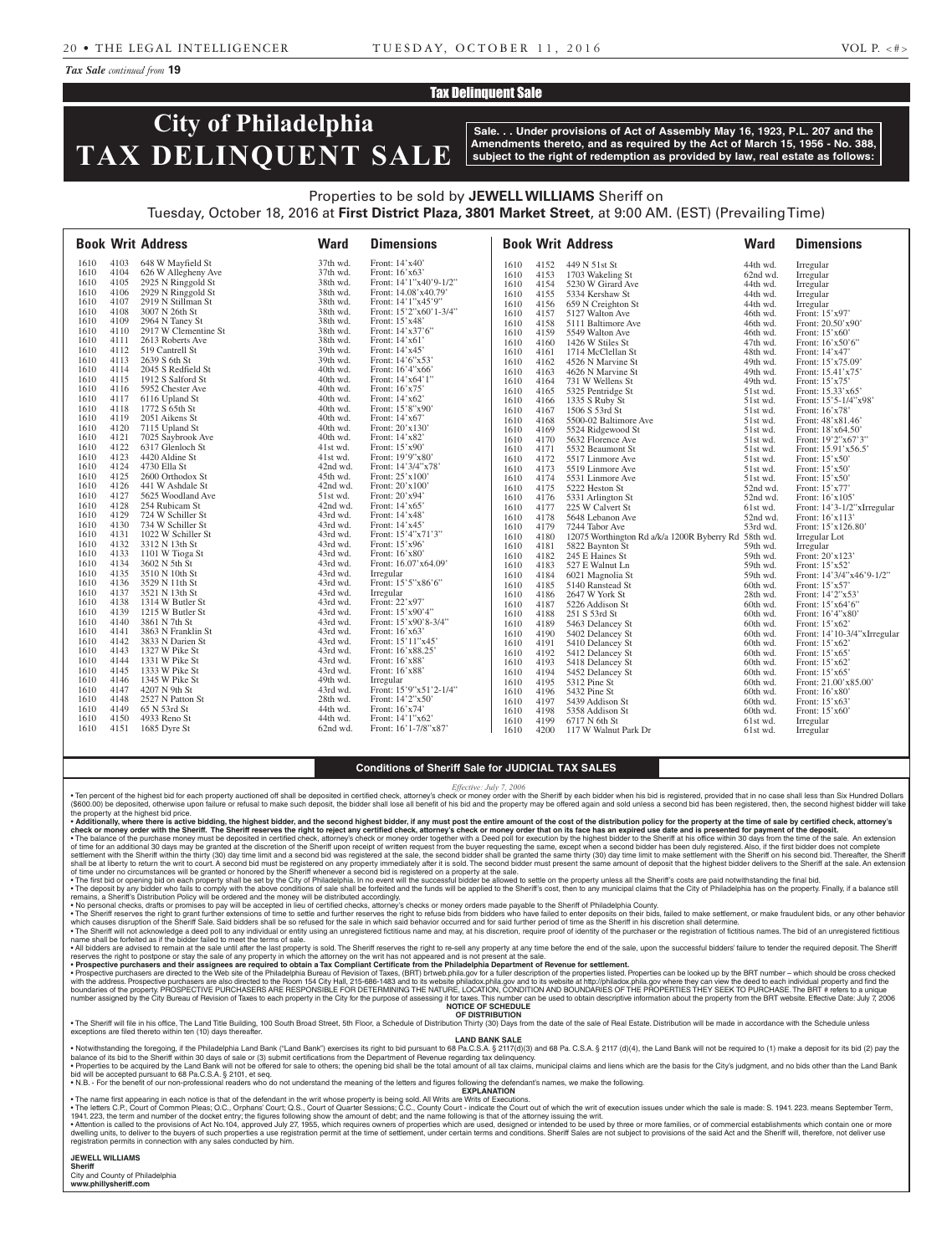*Tax Sale continued from* **19**

Tax Delinquent Sale

# City of Philadelphia TAX DELINQUENT SALE

**Sale. . . Under provisions of Act of Assembly May 16, 1923, P.L. 207 and the Amendments thereto, and as required by the Act of March 15, 1956 - No. 388, subject to the right of redemption as provided by law, real estate as follows:**

Properties to be sold by **JEWELL WILLIAMS** Sheriff on
Tuesday, October 18, 2016 at **First District Plaza, 3801 Market Street**, at 9:00 AM. (EST) (Prevailing Time)

| Book | Writ | Address | Ward | Dimensions |
|---|---|---|---|---|
| 1610 | 4103 | 648 W Mayfield St | 37th wd. | Front: 14'x40' |
| 1610 | 4104 | 626 W Allegheny Ave | 37th wd. | Front: 16'x63' |
| 1610 | 4105 | 2925 N Ringgold St | 38th wd. | Front: 14'1"x40'9-1/2" |
| 1610 | 4106 | 2929 N Ringgold St | 38th wd. | Front: 14.08'x40.79' |
| 1610 | 4107 | 2919 N Stillman St | 38th wd. | Front: 14'1"x45'9" |
| 1610 | 4108 | 3007 N 26th St | 38th wd. | Front: 15'2"x60'1-3/4" |
| 1610 | 4109 | 2964 N Taney St | 38th wd. | Front: 15'x48' |
| 1610 | 4110 | 2917 W Clementine St | 38th wd. | Front: 14'x37'6" |
| 1610 | 4111 | 2613 Roberts Ave | 38th wd. | Front: 14'x61' |
| 1610 | 4112 | 519 Cantrell St | 39th wd. | Front: 14'x45' |
| 1610 | 4113 | 2639 S 6th St | 39th wd. | Front: 14'6"x53' |
| 1610 | 4114 | 2045 S Redfield St | 40th wd. | Front: 16'4"x66' |
| 1610 | 4115 | 1912 S Salford St | 40th wd. | Front: 14'x64'1" |
| 1610 | 4116 | 5952 Chester Ave | 40th wd. | Front: 16'x75' |
| 1610 | 4117 | 6116 Upland St | 40th wd. | Front: 14'x62' |
| 1610 | 4118 | 1772 S 65th St | 40th wd. | Front: 15'8"x90' |
| 1610 | 4119 | 2051 Aikens St | 40th wd. | Front: 14'x67' |
| 1610 | 4120 | 7115 Upland St | 40th wd. | Front: 20'x130' |
| 1610 | 4121 | 7025 Saybrook Ave | 40th wd. | Front: 14'x82' |
| 1610 | 4122 | 6317 Glenloch St | 41st wd. | Front: 15'x90' |
| 1610 | 4123 | 4420 Aldine St | 41st wd. | Front: 19'9"x80' |
| 1610 | 4124 | 4730 Ella St | 42nd wd. | Front: 14'3/4"x78' |
| 1610 | 4125 | 2600 Orthodox St | 45th wd. | Front: 25'x100' |
| 1610 | 4126 | 441 W Ashdale St | 42nd wd. | Front: 20'x100' |
| 1610 | 4127 | 5625 Woodland Ave | 51st wd. | Front: 20'x94' |
| 1610 | 4128 | 254 Rubicam St | 42nd wd. | Front: 14'x65' |
| 1610 | 4129 | 724 W Schiller St | 43rd wd. | Front: 14'x48' |
| 1610 | 4130 | 734 W Schiller St | 43rd wd. | Front: 14'x45' |
| 1610 | 4131 | 1022 W Schiller St | 43rd wd. | Front: 15'4"x71'3" |
| 1610 | 4132 | 3312 N 13th St | 43rd wd. | Front: 15'x96' |
| 1610 | 4133 | 1101 W Tioga St | 43rd wd. | Front: 16'x80' |
| 1610 | 4134 | 3602 N 5th St | 43rd wd. | Front: 16.07'x64.09' |
| 1610 | 4135 | 3510 N 10th St | 43rd wd. | Irregular |
| 1610 | 4136 | 3529 N 11th St | 43rd wd. | Front: 15'5"x86'6" |
| 1610 | 4137 | 3521 N 13th St | 43rd wd. | Irregular |
| 1610 | 4138 | 1314 W Butler St | 43rd wd. | Front: 22'x97' |
| 1610 | 4139 | 1215 W Butler St | 43rd wd. | Front: 15'x90'4" |
| 1610 | 4140 | 3861 N 7th St | 43rd wd. | Front: 15'x90'8-3/4" |
| 1610 | 4141 | 3863 N Franklin St | 43rd wd. | Front: 16'x63' |
| 1610 | 4142 | 3833 N Darien St | 43rd wd. | Front: 15'11"x45' |
| 1610 | 4143 | 1327 W Pike St | 43rd wd. | Front: 16'x88.25' |
| 1610 | 4144 | 1331 W Pike St | 43rd wd. | Front: 16'x88' |
| 1610 | 4145 | 1333 W Pike St | 43rd wd. | Front: 16'x88' |
| 1610 | 4146 | 1345 W Pike St | 49th wd. | Irregular |
| 1610 | 4147 | 4207 N 9th St | 43rd wd. | Front: 15'9"x51'2-1/4" |
| 1610 | 4148 | 2527 N Patton St | 28th wd. | Front: 14'2"x50' |
| 1610 | 4149 | 65 N 53rd St | 44th wd. | Front: 16'x74' |
| 1610 | 4150 | 4933 Reno St | 44th wd. | Front: 14'1"x62' |
| 1610 | 4151 | 1685 Dyre St | 62nd wd. | Front: 16'1-7/8"x87' |
| 1610 | 4152 | 449 N 51st St | 44th wd. | Irregular |
| 1610 | 4153 | 1703 Wakeling St | 62nd wd. | Irregular |
| 1610 | 4154 | 5230 W Girard Ave | 44th wd. | Irregular |
| 1610 | 4155 | 5334 Kershaw St | 44th wd. | Irregular |
| 1610 | 4156 | 659 N Creighton St | 44th wd. | Irregular |
| 1610 | 4157 | 5127 Walton Ave | 46th wd. | Front: 15'x97' |
| 1610 | 4158 | 5111 Baltimore Ave | 46th wd. | Front: 20.50'x90' |
| 1610 | 4159 | 5549 Walton Ave | 46th wd. | Front: 15'x60' |
| 1610 | 4160 | 1426 W Stiles St | 47th wd. | Front: 16'x50'6" |
| 1610 | 4161 | 1714 McClellan St | 48th wd. | Front: 14'x47' |
| 1610 | 4162 | 4526 N Marvine St | 49th wd. | Front: 15'x75.09' |
| 1610 | 4163 | 4626 N Marvine St | 49th wd. | Front: 15.41'x75' |
| 1610 | 4164 | 731 W Wellens St | 49th wd. | Front: 15'x75' |
| 1610 | 4165 | 5325 Pentridge St | 51st wd. | Front: 15.33'x65' |
| 1610 | 4166 | 1335 S Ruby St | 51st wd. | Front: 15'5-1/4"x98' |
| 1610 | 4167 | 1506 S 53rd St | 51st wd. | Front: 16'x78' |
| 1610 | 4168 | 5500-02 Baltimore Ave | 51st wd. | Front: 48'x81.46' |
| 1610 | 4169 | 5524 Ridgewood St | 51st wd. | Front: 18'x64.50' |
| 1610 | 4170 | 5632 Florence Ave | 51st wd. | Front: 19'2"x67'3" |
| 1610 | 4171 | 5532 Beaumont St | 51st wd. | Front: 15.91'x56.5' |
| 1610 | 4172 | 5517 Linmore Ave | 51st wd. | Front: 15'x50' |
| 1610 | 4173 | 5519 Linmore Ave | 51st wd. | Front: 15'x50' |
| 1610 | 4174 | 5531 Linmore Ave | 51st wd. | Front: 15'x50' |
| 1610 | 4175 | 5222 Heston St | 52nd wd. | Front: 15'x77' |
| 1610 | 4176 | 5331 Arlington St | 52nd wd. | Front: 16'x105' |
| 1610 | 4177 | 225 W Calvert St | 61st wd. | Front: 14'3-1/2"xIrregular |
| 1610 | 4178 | 5648 Lebanon Ave | 52nd wd. | Front: 16'x113' |
| 1610 | 4179 | 7244 Tabor Ave | 53rd wd. | Front: 15'x126.80' |
| 1610 | 4180 | 12075 Worthington Rd a/k/a 1200R Byberry Rd | 58th wd. | Irregular Lot |
| 1610 | 4181 | 5822 Baynton St | 59th wd. | Irregular |
| 1610 | 4182 | 245 E Haines St | 59th wd. | Front: 20'x123' |
| 1610 | 4183 | 527 E Walnut Ln | 59th wd. | Front: 15'x52' |
| 1610 | 4184 | 6021 Magnolia St | 59th wd. | Front: 14'3/4"x46'9-1/2" |
| 1610 | 4185 | 5140 Ranstead St | 60th wd. | Front: 15'x57' |
| 1610 | 4186 | 2647 W York St | 28th wd. | Front: 14'2"x53' |
| 1610 | 4187 | 5226 Addison St | 60th wd. | Front: 15'x64'6" |
| 1610 | 4188 | 251 S 53rd St | 60th wd. | Front: 16'4"x80' |
| 1610 | 4189 | 5463 Delancey St | 60th wd. | Front: 15'x62' |
| 1610 | 4190 | 5402 Delancey St | 60th wd. | Front: 14'10-3/4"xIrregular |
| 1610 | 4191 | 5410 Delancey St | 60th wd. | Front: 15'x62' |
| 1610 | 4192 | 5412 Delancey St | 60th wd. | Front: 15'x65' |
| 1610 | 4193 | 5418 Delancey St | 60th wd. | Front: 15'x62' |
| 1610 | 4194 | 5452 Delancey St | 60th wd. | Front: 15'x65' |
| 1610 | 4195 | 5312 Pine St | 60th wd. | Front: 21.00'x85.00' |
| 1610 | 4196 | 5432 Pine St | 60th wd. | Front: 16'x80' |
| 1610 | 4197 | 5439 Addison St | 60th wd. | Front: 15'x63' |
| 1610 | 4198 | 5358 Addison St | 60th wd. | Front: 15'x60' |
| 1610 | 4199 | 6717 N 6th St | 61st wd. | Irregular |
| 1610 | 4200 | 117 W Walnut Park Dr | 61st wd. | Irregular |

## Conditions of Sheriff Sale for JUDICIAL TAX SALES

*Effective: July 7, 2006*

• Ten percent of the highest bid for each property auctioned off shall be deposited in certified check, attorney's check or money order with the Sheriff by each bidder when his bid is registered, provided that in no case shall less than Six Hundred Dollars ($600.00) be deposited, otherwise upon failure or refusal to make such deposit, the bidder shall lose all benefit of his bid and the property may be offered again and sold unless a second bid has been registered, then, the second highest bidder will take the property at the highest bid price.

• **Additionally, where there is active bidding, the highest bidder, and the second highest bidder, if any must post the entire amount of the cost of the distribution policy for the property at the time of sale by certified check, attorney's check or money order with the Sheriff. The Sheriff reserves the right to reject any certified check, attorney's check or money order that on its face has an expired use date and is presented for payment of the deposit.**

• The balance of the purchase money must be deposited in certified check, attorney's check or money order together with a Deed poll for execution by the highest bidder to the Sheriff at his office within 30 days from the time of the sale. An extension of time for an additional 30 days may be granted at the discretion of the Sheriff upon receipt of written request from the buyer requesting the same, except when a second bidder has been duly registered. Also, if the first bidder does not complete settlement with the Sheriff within the thirty (30) day time limit and a second bid was registered at the sale, the second bidder shall be granted the same thirty (30) day time limit to make settlement with the Sheriff on his second bid. Thereafter, the Sheriff shall be at liberty to return the writ to court. A second bid must be registered on any property immediately after it is sold. The second bidder must present the same amount of deposit that the highest bidder delivers to the Sheriff at the sale. An extension of time under no circumstances will be granted or honored by the Sheriff whenever a second bid is registered on a property at the sale.

• The first bid or opening bid on each property shall be set by the City of Philadelphia. In no event will the successful bidder be allowed to settle on the property unless all the Sheriff's costs are paid notwithstanding the final bid.

• The deposit by any bidder who fails to comply with the above conditions of sale shall be forfeited and the funds will be applied to the Sheriff's cost, then to any municipal claims that the City of Philadelphia has on the property. Finally, if a balance still remains, a Sheriff's Distribution Policy will be ordered and the money will be distributed accordingly.

• No personal checks, drafts or promises to pay will be accepted in lieu of certified checks, attorney's checks or money orders made payable to the Sheriff of Philadelphia County.

• The Sheriff reserves the right to grant further extensions of time to settle and further reserves the right to refuse bids from bidders who have failed to enter deposits on their bids, failed to make settlement, or make fraudulent bids, or any other behavior which causes disruption of the Sheriff Sale. Said bidders shall be so refused for the sale in which said behavior occurred and for said further period of time as the Sheriff in his discretion shall determine.

• The Sheriff will not acknowledge a deed poll to any individual or entity using an unregistered fictitious name and may, at his discretion, require proof of identity of the purchaser or the registration of fictitious names. The bid of an unregistered fictitious name shall be forfeited as if the bidder failed to meet the terms of sale.

• All bidders are advised to remain at the sale until after the last property is sold. The Sheriff reserves the right to re-sell any property at any time before the end of the sale, upon the successful bidders' failure to tender the required deposit. The Sheriff reserves the right to postpone or stay the sale of any property in which the attorney on the writ has not appeared and is not present at the sale.

• **Prospective purchasers and their assignees are required to obtain a Tax Compliant Certificate from the Philadelphia Department of Revenue for settlement.**

• Prospective purchasers are directed to the Web site of the Philadelphia Bureau of Revision of Taxes, (BRT) brtweb.phila.gov for a fuller description of the properties listed. Properties can be looked up by the BRT number – which should be cross checked with the address. Prospective purchasers are also directed to the Room 154 City Hall, 215-686-1483 and to its website at http://philadox.phila.gov where they can view the deed to each individual property and find the boundaries of the property. PROSPECTIVE PURCHASERS ARE RESPONSIBLE FOR DETERMINING THE NATURE, LOCATION, CONDITION AND BOUNDARIES OF THE PROPERTIES THEY SEEK TO PURCHASE. The BRT # refers to a unique number assigned by the City Bureau of Revision of Taxes to each property in the City for the purpose of assessing it for taxes. This number can be used to obtain descriptive information about the property from the BRT website. Effective Date: July 7, 2006

**NOTICE OF SCHEDULE OF DISTRIBUTION**

• The Sheriff will file in his office, The Land Title Building, 100 South Broad Street, 5th Floor, a Schedule of Distribution Thirty (30) Days from the date of the sale of Real Estate. Distribution will be made in accordance with the Schedule unless exceptions are filed thereto within ten (10) days thereafter.

**LAND BANK SALE**

• Notwithstanding the foregoing, if the Philadelphia Land Bank ("Land Bank") exercises its right to bid pursuant to 68 Pa.C.S.A. § 2117(d)(3) and 68 Pa. C.S.A. § 2117 (d)(4), the Land Bank will not be required to (1) make a deposit for its bid (2) pay the balance of its bid to the Sheriff within 30 days of sale or (3) submit certifications from the Department of Revenue regarding tax delinquency.

• Properties to be acquired by the Land Bank will not be offered for sale to others; the opening bid shall be the total amount of all tax claims, municipal claims and liens which are the basis for the City's judgment, and no bids other than the Land Bank bid will be accepted pursuant to 68 Pa.C.S.A. § 2101, et seq.

• N.B. - For the benefit of our non-professional readers who do not understand the meaning of the letters and figures following the defendant's names, we make the following.

**EXPLANATION**

• The name first appearing in each notice is that of the defendant in the writ whose property is being sold. All Writs are Writs of Executions.

• The letters C.P., Court of Common Pleas; O.C., Orphans' Court; Q.S., Court of Quarter Sessions; C.C., County Court - indicate the Court out of which the writ of execution issues under which the sale is made: S. 1941. 223. means September Term, 1941. 223, the term and number of the docket entry; the figures following show the amount of debt; and the name following is that of the attorney issuing the writ.

• Attention is called to the provisions of Act No.104, approved July 27, 1955, which requires owners of properties which are used, designed or intended to be used by three or more families, or of commercial establishments which contain one or more dwelling units, to deliver to the buyers of such properties a use registration permit at the time of settlement, under certain terms and conditions. Sheriff Sales are not subject to provisions of the said Act and the Sheriff will, therefore, not deliver use registration permits in connection with any sales conducted by him.

**JEWELL WILLIAMS**
**Sheriff**
City and County of Philadelphia
**www.phillysheriff.com**